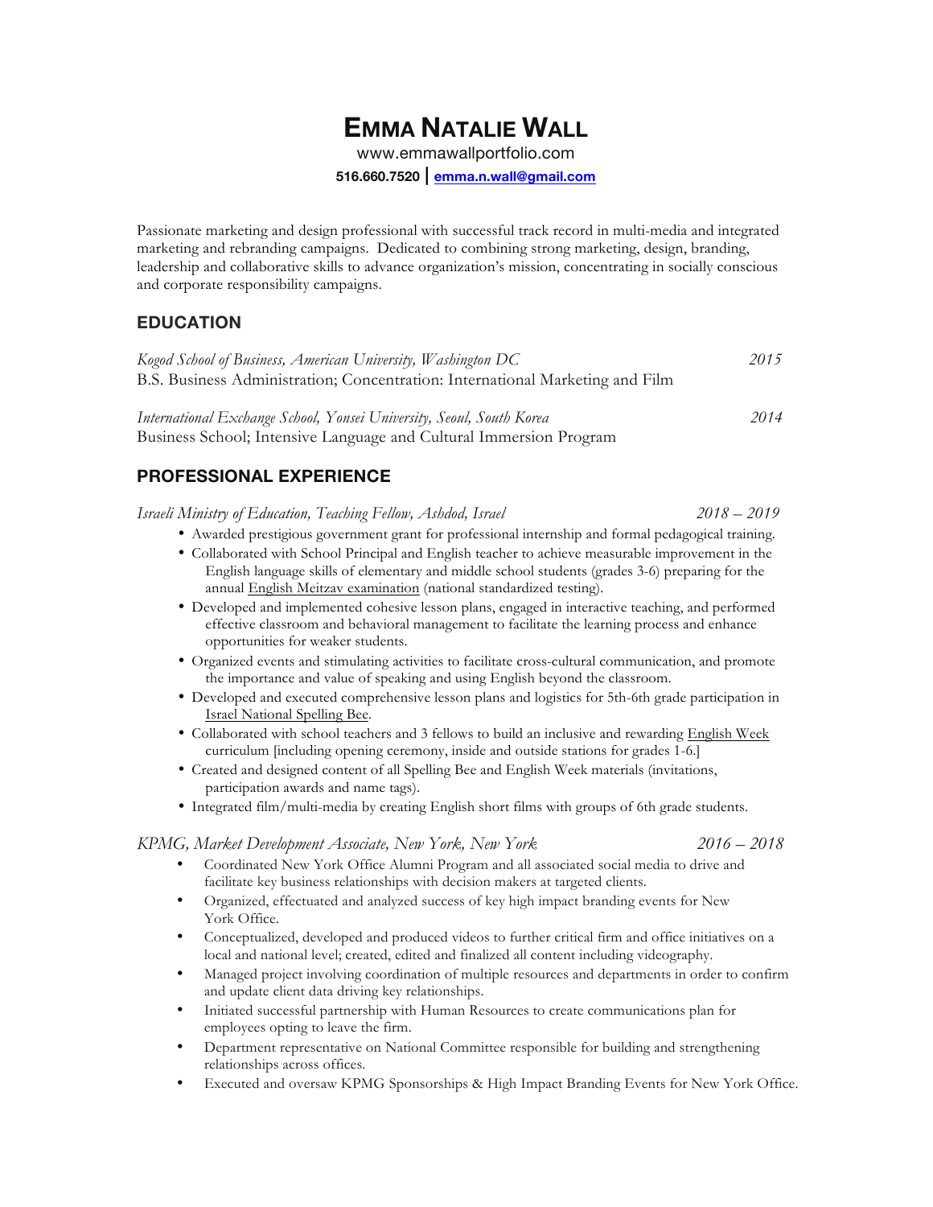# EMMA NATALIE WALL

www.emmawallportfolio.com

**516.660.7520 | emma.n.wall@gmail.com**

Passionate marketing and design professional with successful track record in multi-media and integrated marketing and rebranding campaigns. Dedicated to combining strong marketing, design, branding, leadership and collaborative skills to advance organization's mission, concentrating in socially conscious and corporate responsibility campaigns.

## EDUCATION

*Kogod School of Business, American University, Washington DC* — *2015*
B.S. Business Administration; Concentration: International Marketing and Film

*International Exchange School, Yonsei University, Seoul, South Korea* — *2014*
Business School; Intensive Language and Cultural Immersion Program

## PROFESSIONAL EXPERIENCE

*Israeli Ministry of Education, Teaching Fellow, Ashdod, Israel* — *2018 – 2019*

- Awarded prestigious government grant for professional internship and formal pedagogical training.
- Collaborated with School Principal and English teacher to achieve measurable improvement in the English language skills of elementary and middle school students (grades 3-6) preparing for the annual English Meitzav examination (national standardized testing).
- Developed and implemented cohesive lesson plans, engaged in interactive teaching, and performed effective classroom and behavioral management to facilitate the learning process and enhance opportunities for weaker students.
- Organized events and stimulating activities to facilitate cross-cultural communication, and promote the importance and value of speaking and using English beyond the classroom.
- Developed and executed comprehensive lesson plans and logistics for 5th-6th grade participation in Israel National Spelling Bee.
- Collaborated with school teachers and 3 fellows to build an inclusive and rewarding English Week curriculum [including opening ceremony, inside and outside stations for grades 1-6.]
- Created and designed content of all Spelling Bee and English Week materials (invitations, participation awards and name tags).
- Integrated film/multi-media by creating English short films with groups of 6th grade students.

*KPMG, Market Development Associate, New York, New York* — *2016 – 2018*

- Coordinated New York Office Alumni Program and all associated social media to drive and facilitate key business relationships with decision makers at targeted clients.
- Organized, effectuated and analyzed success of key high impact branding events for New York Office.
- Conceptualized, developed and produced videos to further critical firm and office initiatives on a local and national level; created, edited and finalized all content including videography.
- Managed project involving coordination of multiple resources and departments in order to confirm and update client data driving key relationships.
- Initiated successful partnership with Human Resources to create communications plan for employees opting to leave the firm.
- Department representative on National Committee responsible for building and strengthening relationships across offices.
- Executed and oversaw KPMG Sponsorships & High Impact Branding Events for New York Office.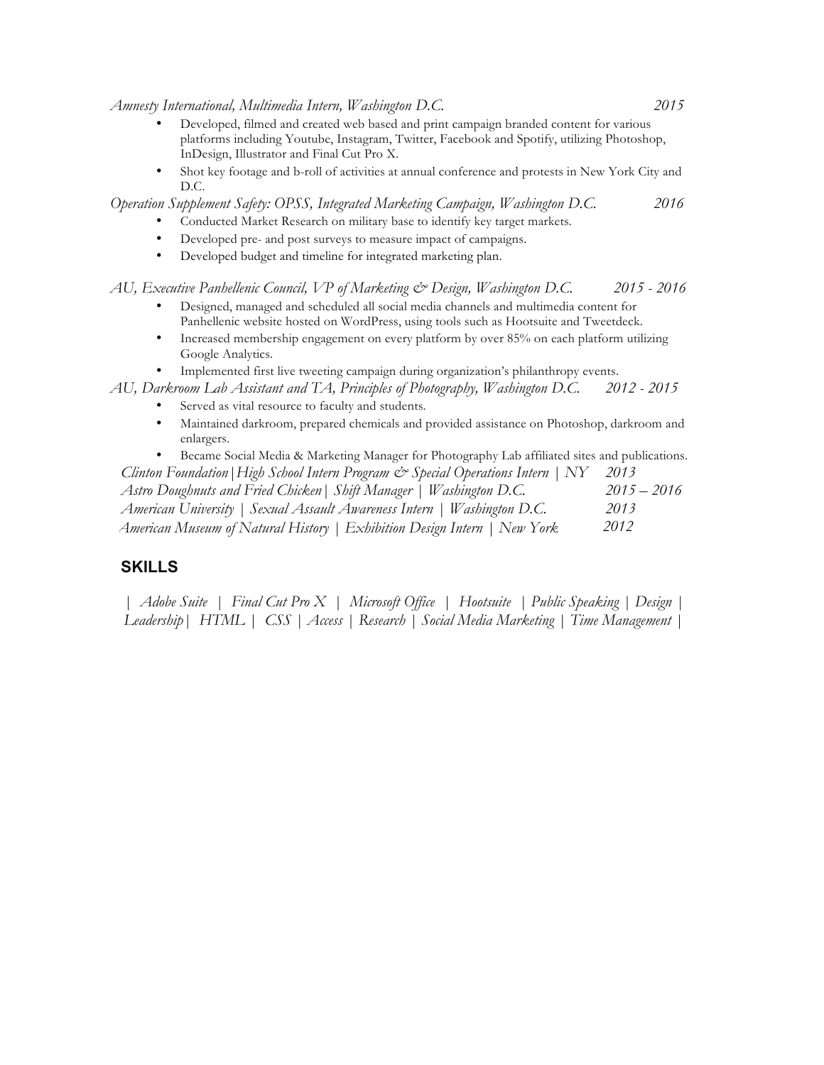*Amnesty International, Multimedia Intern, Washington D.C.* *2015*

- Developed, filmed and created web based and print campaign branded content for various platforms including Youtube, Instagram, Twitter, Facebook and Spotify, utilizing Photoshop, InDesign, Illustrator and Final Cut Pro X.
- Shot key footage and b-roll of activities at annual conference and protests in New York City and D.C.

*Operation Supplement Safety: OPSS, Integrated Marketing Campaign, Washington D.C.* *2016*

- Conducted Market Research on military base to identify key target markets.
- Developed pre- and post surveys to measure impact of campaigns.
- Developed budget and timeline for integrated marketing plan.

*AU, Executive Panhellenic Council, VP of Marketing & Design, Washington D.C.* *2015 - 2016*

- Designed, managed and scheduled all social media channels and multimedia content for Panhellenic website hosted on WordPress, using tools such as Hootsuite and Tweetdeck.
- Increased membership engagement on every platform by over 85% on each platform utilizing Google Analytics.
- Implemented first live tweeting campaign during organization's philanthropy events.

*AU, Darkroom Lab Assistant and TA, Principles of Photography, Washington D.C.* *2012 - 2015*

- Served as vital resource to faculty and students.
- Maintained darkroom, prepared chemicals and provided assistance on Photoshop, darkroom and enlargers.
- Became Social Media & Marketing Manager for Photography Lab affiliated sites and publications.

*Clinton Foundation | High School Intern Program & Special Operations Intern | NY* *2013*

*Astro Doughnuts and Fried Chicken | Shift Manager | Washington D.C.* *2015 – 2016*

*American University | Sexual Assault Awareness Intern | Washington D.C.* *2013*

*American Museum of Natural History | Exhibition Design Intern | New York* *2012*

## SKILLS

*| Adobe Suite | Final Cut Pro X | Microsoft Office | Hootsuite | Public Speaking | Design | Leadership | HTML | CSS | Access | Research | Social Media Marketing | Time Management |*